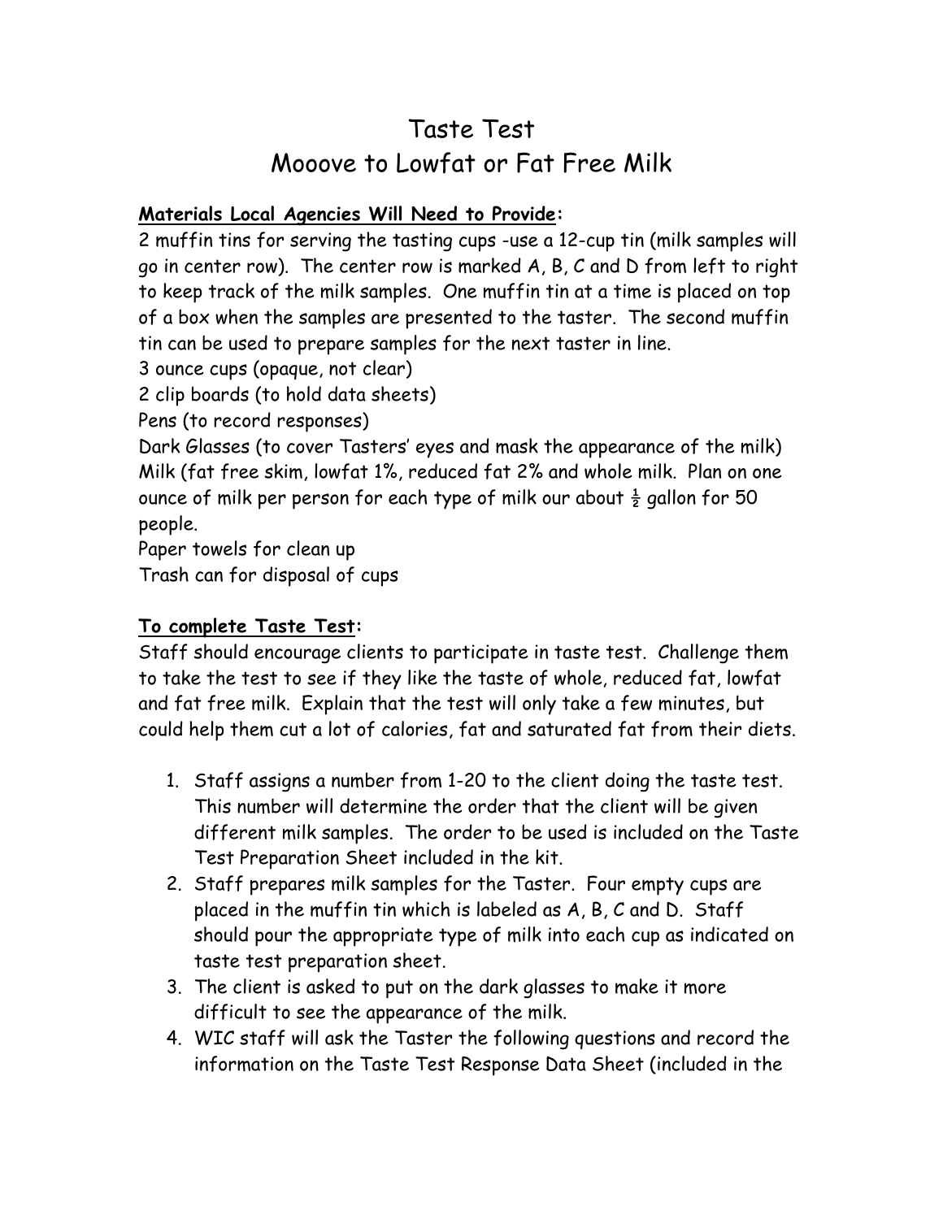# Taste Test
# Mooove to Lowfat or Fat Free Milk

**Materials Local Agencies Will Need to Provide:**

2 muffin tins for serving the tasting cups -use a 12-cup tin (milk samples will go in center row). The center row is marked A, B, C and D from left to right to keep track of the milk samples. One muffin tin at a time is placed on top of a box when the samples are presented to the taster. The second muffin tin can be used to prepare samples for the next taster in line.

3 ounce cups (opaque, not clear)

2 clip boards (to hold data sheets)

Pens (to record responses)

Dark Glasses (to cover Tasters' eyes and mask the appearance of the milk)

Milk (fat free skim, lowfat 1%, reduced fat 2% and whole milk. Plan on one ounce of milk per person for each type of milk our about ½ gallon for 50 people.

Paper towels for clean up

Trash can for disposal of cups

**To complete Taste Test:**

Staff should encourage clients to participate in taste test. Challenge them to take the test to see if they like the taste of whole, reduced fat, lowfat and fat free milk. Explain that the test will only take a few minutes, but could help them cut a lot of calories, fat and saturated fat from their diets.

1. Staff assigns a number from 1-20 to the client doing the taste test. This number will determine the order that the client will be given different milk samples. The order to be used is included on the Taste Test Preparation Sheet included in the kit.
2. Staff prepares milk samples for the Taster. Four empty cups are placed in the muffin tin which is labeled as A, B, C and D. Staff should pour the appropriate type of milk into each cup as indicated on taste test preparation sheet.
3. The client is asked to put on the dark glasses to make it more difficult to see the appearance of the milk.
4. WIC staff will ask the Taster the following questions and record the information on the Taste Test Response Data Sheet (included in the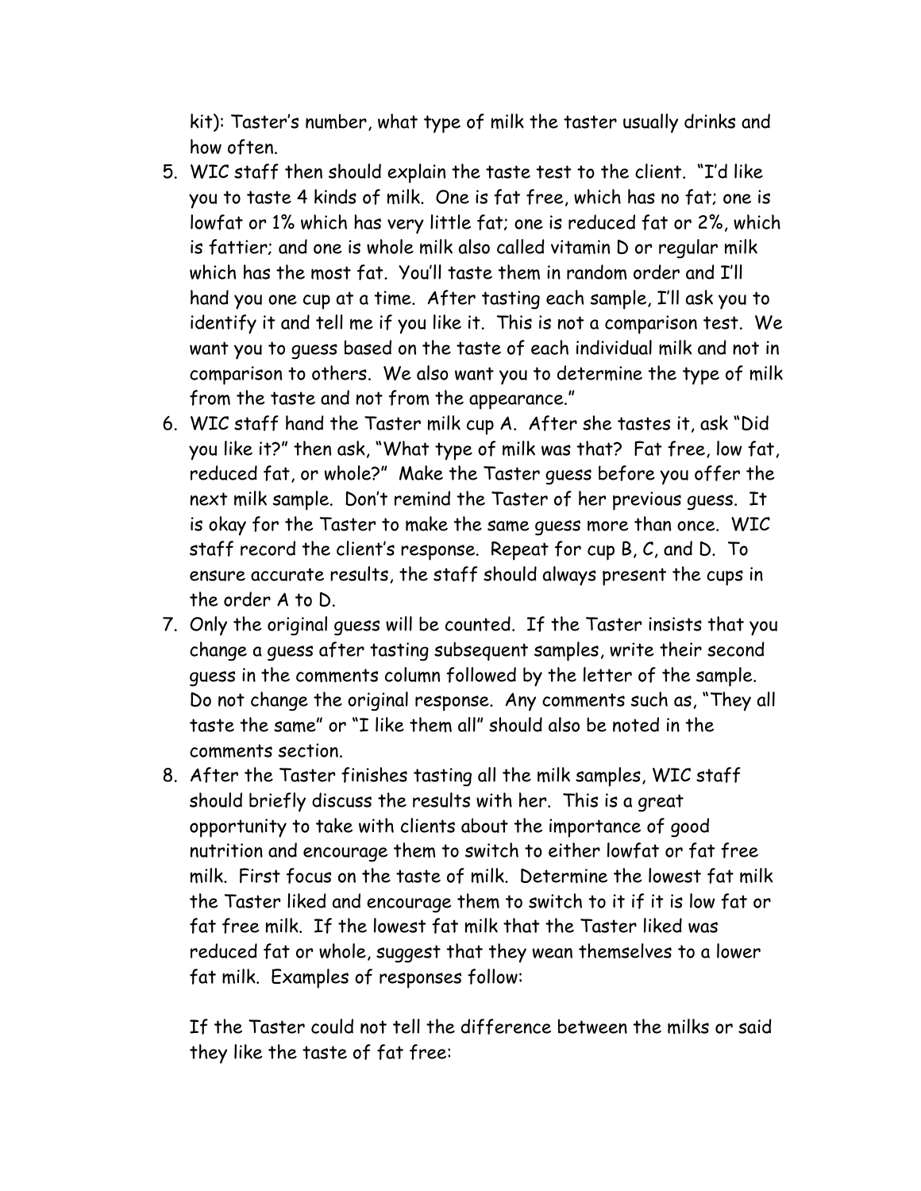kit): Taster's number, what type of milk the taster usually drinks and how often.

5. WIC staff then should explain the taste test to the client. "I'd like you to taste 4 kinds of milk. One is fat free, which has no fat; one is lowfat or 1% which has very little fat; one is reduced fat or 2%, which is fattier; and one is whole milk also called vitamin D or regular milk which has the most fat. You'll taste them in random order and I'll hand you one cup at a time. After tasting each sample, I'll ask you to identify it and tell me if you like it. This is not a comparison test. We want you to guess based on the taste of each individual milk and not in comparison to others. We also want you to determine the type of milk from the taste and not from the appearance."
6. WIC staff hand the Taster milk cup A. After she tastes it, ask "Did you like it?" then ask, "What type of milk was that? Fat free, low fat, reduced fat, or whole?" Make the Taster guess before you offer the next milk sample. Don't remind the Taster of her previous guess. It is okay for the Taster to make the same guess more than once. WIC staff record the client's response. Repeat for cup B, C, and D. To ensure accurate results, the staff should always present the cups in the order A to D.
7. Only the original guess will be counted. If the Taster insists that you change a guess after tasting subsequent samples, write their second guess in the comments column followed by the letter of the sample. Do not change the original response. Any comments such as, "They all taste the same" or "I like them all" should also be noted in the comments section.
8. After the Taster finishes tasting all the milk samples, WIC staff should briefly discuss the results with her. This is a great opportunity to take with clients about the importance of good nutrition and encourage them to switch to either lowfat or fat free milk. First focus on the taste of milk. Determine the lowest fat milk the Taster liked and encourage them to switch to it if it is low fat or fat free milk. If the lowest fat milk that the Taster liked was reduced fat or whole, suggest that they wean themselves to a lower fat milk. Examples of responses follow:

   If the Taster could not tell the difference between the milks or said they like the taste of fat free: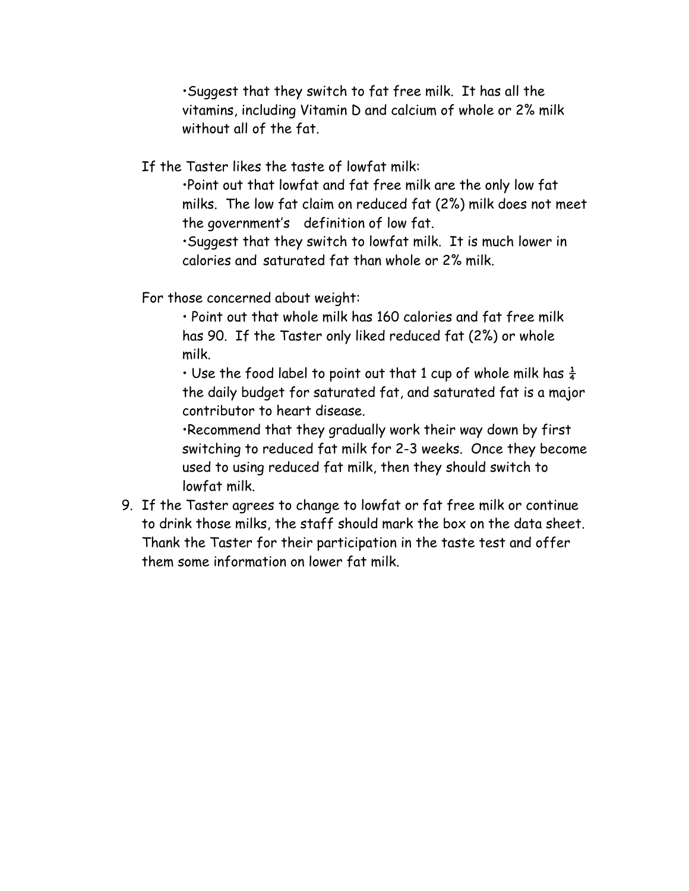- Suggest that they switch to fat free milk. It has all the vitamins, including Vitamin D and calcium of whole or 2% milk without all of the fat.

If the Taster likes the taste of lowfat milk:

- Point out that lowfat and fat free milk are the only low fat milks. The low fat claim on reduced fat (2%) milk does not meet the government's definition of low fat.
- Suggest that they switch to lowfat milk. It is much lower in calories and saturated fat than whole or 2% milk.

For those concerned about weight:

- Point out that whole milk has 160 calories and fat free milk has 90. If the Taster only liked reduced fat (2%) or whole milk.
- Use the food label to point out that 1 cup of whole milk has ¼ the daily budget for saturated fat, and saturated fat is a major contributor to heart disease.
- Recommend that they gradually work their way down by first switching to reduced fat milk for 2-3 weeks. Once they become used to using reduced fat milk, then they should switch to lowfat milk.

9. If the Taster agrees to change to lowfat or fat free milk or continue to drink those milks, the staff should mark the box on the data sheet. Thank the Taster for their participation in the taste test and offer them some information on lower fat milk.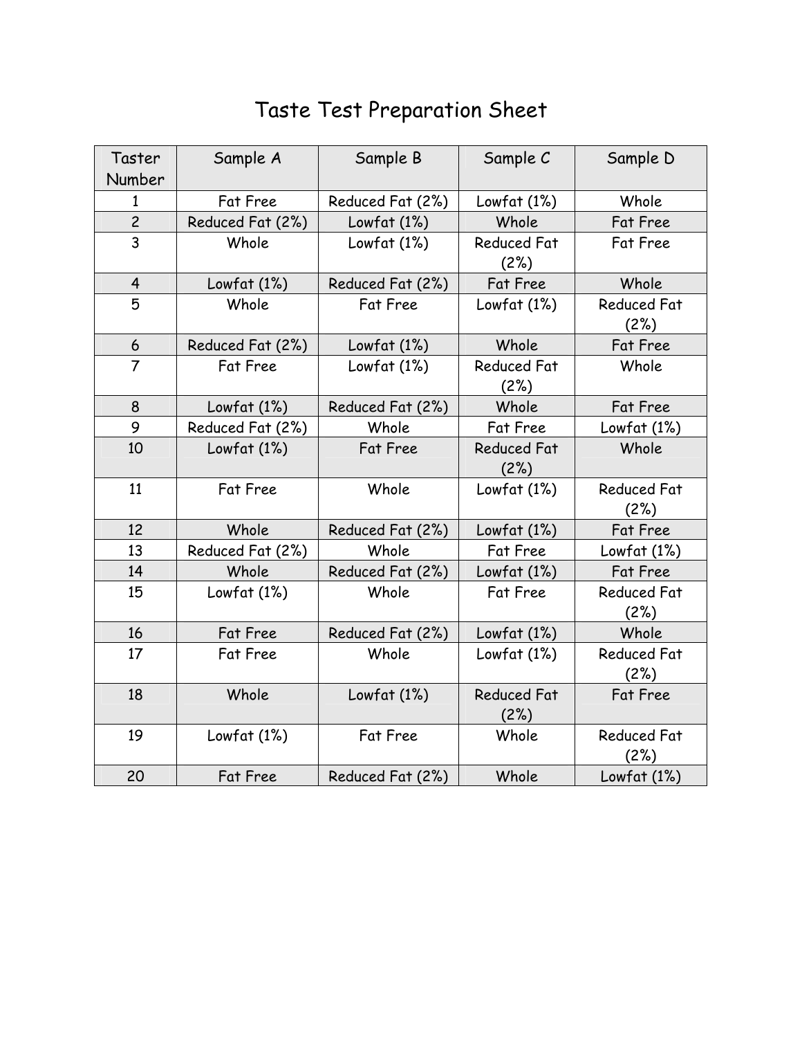# Taste Test Preparation Sheet

| Taster Number | Sample A | Sample B | Sample C | Sample D |
|---|---|---|---|---|
| 1 | Fat Free | Reduced Fat (2%) | Lowfat (1%) | Whole |
| 2 | Reduced Fat (2%) | Lowfat (1%) | Whole | Fat Free |
| 3 | Whole | Lowfat (1%) | Reduced Fat (2%) | Fat Free |
| 4 | Lowfat (1%) | Reduced Fat (2%) | Fat Free | Whole |
| 5 | Whole | Fat Free | Lowfat (1%) | Reduced Fat (2%) |
| 6 | Reduced Fat (2%) | Lowfat (1%) | Whole | Fat Free |
| 7 | Fat Free | Lowfat (1%) | Reduced Fat (2%) | Whole |
| 8 | Lowfat (1%) | Reduced Fat (2%) | Whole | Fat Free |
| 9 | Reduced Fat (2%) | Whole | Fat Free | Lowfat (1%) |
| 10 | Lowfat (1%) | Fat Free | Reduced Fat (2%) | Whole |
| 11 | Fat Free | Whole | Lowfat (1%) | Reduced Fat (2%) |
| 12 | Whole | Reduced Fat (2%) | Lowfat (1%) | Fat Free |
| 13 | Reduced Fat (2%) | Whole | Fat Free | Lowfat (1%) |
| 14 | Whole | Reduced Fat (2%) | Lowfat (1%) | Fat Free |
| 15 | Lowfat (1%) | Whole | Fat Free | Reduced Fat (2%) |
| 16 | Fat Free | Reduced Fat (2%) | Lowfat (1%) | Whole |
| 17 | Fat Free | Whole | Lowfat (1%) | Reduced Fat (2%) |
| 18 | Whole | Lowfat (1%) | Reduced Fat (2%) | Fat Free |
| 19 | Lowfat (1%) | Fat Free | Whole | Reduced Fat (2%) |
| 20 | Fat Free | Reduced Fat (2%) | Whole | Lowfat (1%) |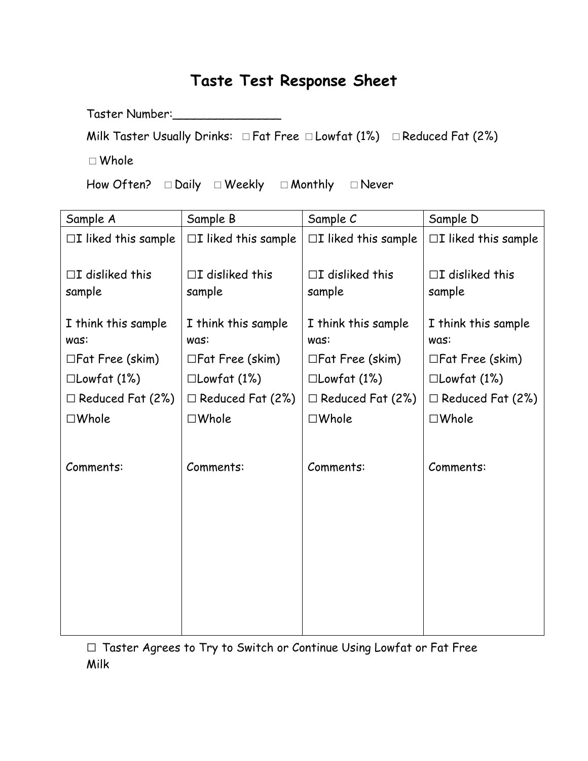# Taste Test Response Sheet

Taster Number:_______________

Milk Taster Usually Drinks: □ Fat Free □ Lowfat (1%) □ Reduced Fat (2%)

□ Whole

How Often? □ Daily □ Weekly □ Monthly □ Never

| Sample A | Sample B | Sample C | Sample D |
| --- | --- | --- | --- |
| ☐I liked this sample<br><br>☐I disliked this sample<br><br>I think this sample was:<br>☐Fat Free (skim)<br>☐Lowfat (1%)<br>☐ Reduced Fat (2%)<br>☐Whole<br><br>Comments: | ☐I liked this sample<br><br>☐I disliked this sample<br><br>I think this sample was:<br>☐Fat Free (skim)<br>☐Lowfat (1%)<br>☐ Reduced Fat (2%)<br>☐Whole<br><br>Comments: | ☐I liked this sample<br><br>☐I disliked this sample<br><br>I think this sample was:<br>☐Fat Free (skim)<br>☐Lowfat (1%)<br>☐ Reduced Fat (2%)<br>☐Whole<br><br>Comments: | ☐I liked this sample<br><br>☐I disliked this sample<br><br>I think this sample was:<br>☐Fat Free (skim)<br>☐Lowfat (1%)<br>☐ Reduced Fat (2%)<br>☐Whole<br><br>Comments: |

☐ Taster Agrees to Try to Switch or Continue Using Lowfat or Fat Free Milk